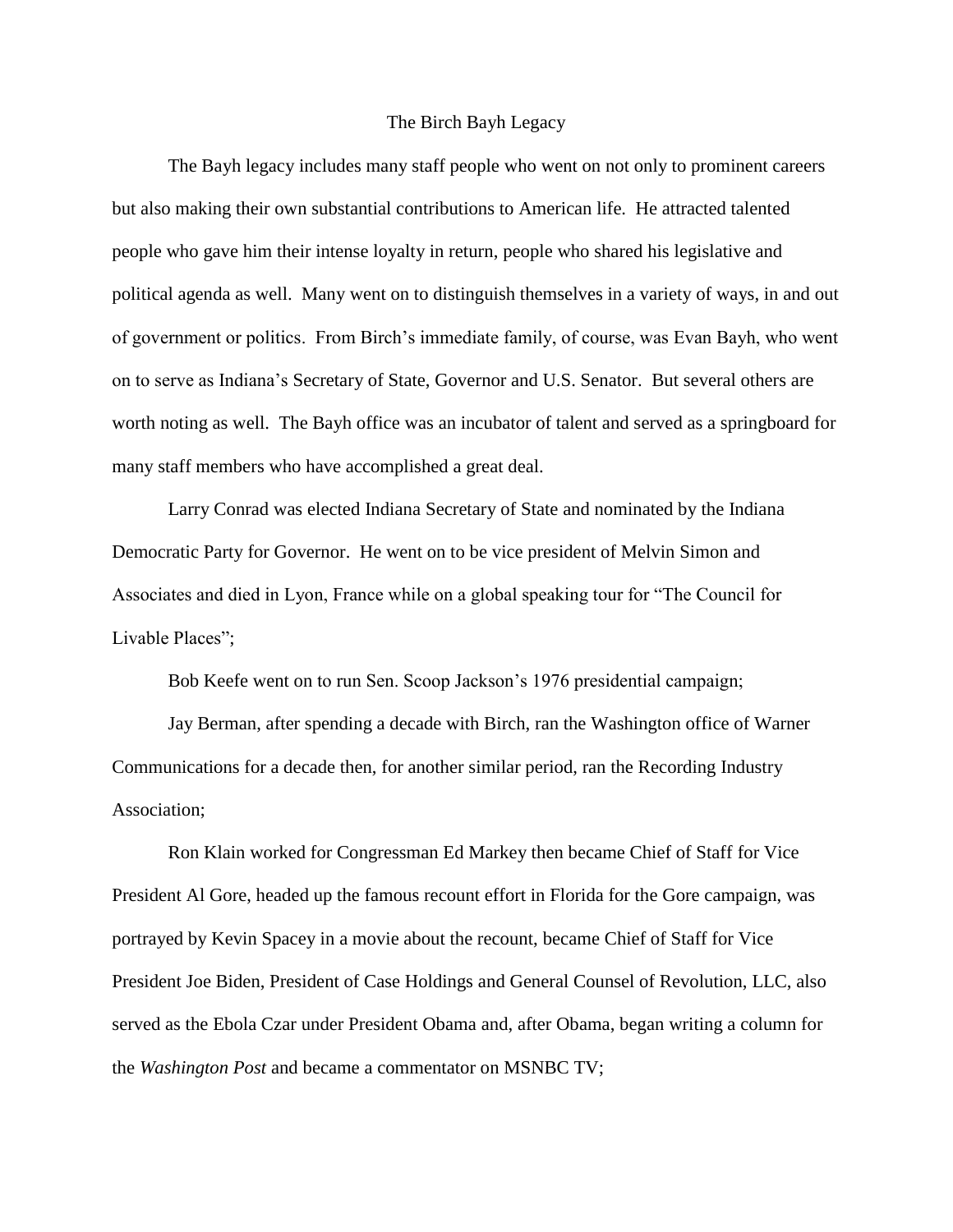# The Birch Bayh Legacy

The Bayh legacy includes many staff people who went on not only to prominent careers but also making their own substantial contributions to American life. He attracted talented people who gave him their intense loyalty in return, people who shared his legislative and political agenda as well. Many went on to distinguish themselves in a variety of ways, in and out of government or politics. From Birch's immediate family, of course, was Evan Bayh, who went on to serve as Indiana's Secretary of State, Governor and U.S. Senator. But several others are worth noting as well. The Bayh office was an incubator of talent and served as a springboard for many staff members who have accomplished a great deal.

Larry Conrad was elected Indiana Secretary of State and nominated by the Indiana Democratic Party for Governor. He went on to be vice president of Melvin Simon and Associates and died in Lyon, France while on a global speaking tour for "The Council for Livable Places";

Bob Keefe went on to run Sen. Scoop Jackson's 1976 presidential campaign;

Jay Berman, after spending a decade with Birch, ran the Washington office of Warner Communications for a decade then, for another similar period, ran the Recording Industry Association;

Ron Klain worked for Congressman Ed Markey then became Chief of Staff for Vice President Al Gore, headed up the famous recount effort in Florida for the Gore campaign, was portrayed by Kevin Spacey in a movie about the recount, became Chief of Staff for Vice President Joe Biden, President of Case Holdings and General Counsel of Revolution, LLC, also served as the Ebola Czar under President Obama and, after Obama, began writing a column for the *Washington Post* and became a commentator on MSNBC TV;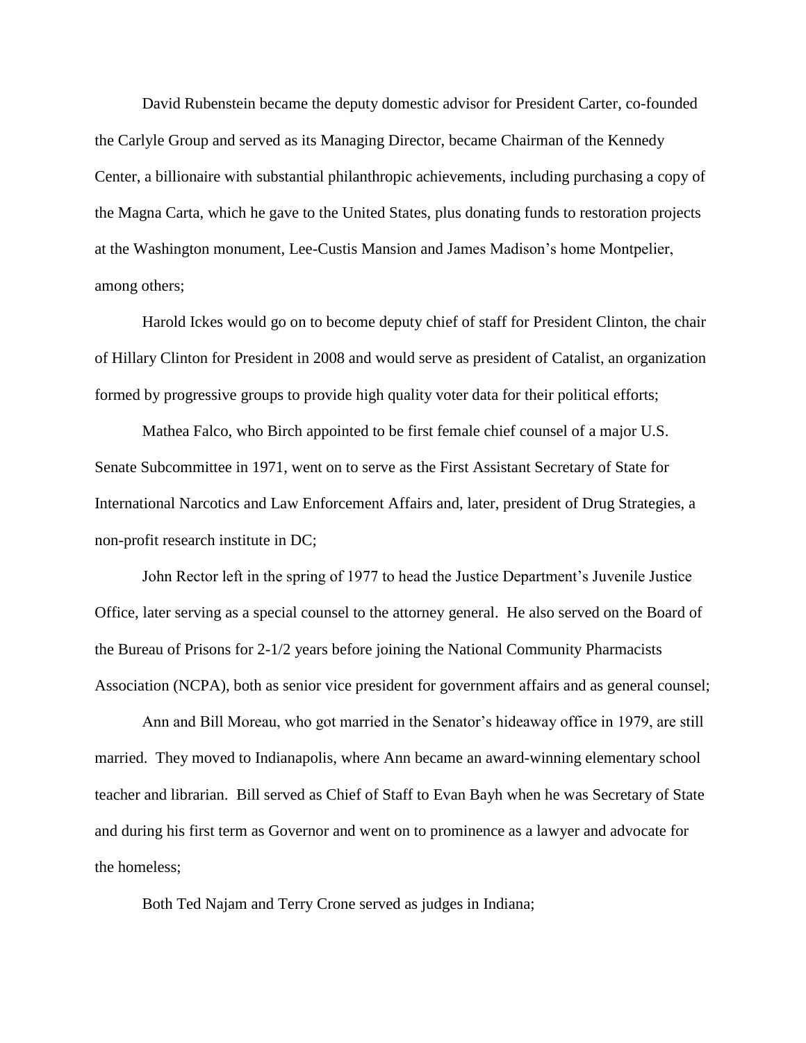David Rubenstein became the deputy domestic advisor for President Carter, co-founded the Carlyle Group and served as its Managing Director, became Chairman of the Kennedy Center, a billionaire with substantial philanthropic achievements, including purchasing a copy of the Magna Carta, which he gave to the United States, plus donating funds to restoration projects at the Washington monument, Lee-Custis Mansion and James Madison's home Montpelier, among others;

Harold Ickes would go on to become deputy chief of staff for President Clinton, the chair of Hillary Clinton for President in 2008 and would serve as president of Catalist, an organization formed by progressive groups to provide high quality voter data for their political efforts;

Mathea Falco, who Birch appointed to be first female chief counsel of a major U.S. Senate Subcommittee in 1971, went on to serve as the First Assistant Secretary of State for International Narcotics and Law Enforcement Affairs and, later, president of Drug Strategies, a non-profit research institute in DC;

John Rector left in the spring of 1977 to head the Justice Department's Juvenile Justice Office, later serving as a special counsel to the attorney general. He also served on the Board of the Bureau of Prisons for 2-1/2 years before joining the National Community Pharmacists Association (NCPA), both as senior vice president for government affairs and as general counsel;

Ann and Bill Moreau, who got married in the Senator's hideaway office in 1979, are still married. They moved to Indianapolis, where Ann became an award-winning elementary school teacher and librarian. Bill served as Chief of Staff to Evan Bayh when he was Secretary of State and during his first term as Governor and went on to prominence as a lawyer and advocate for the homeless;

Both Ted Najam and Terry Crone served as judges in Indiana;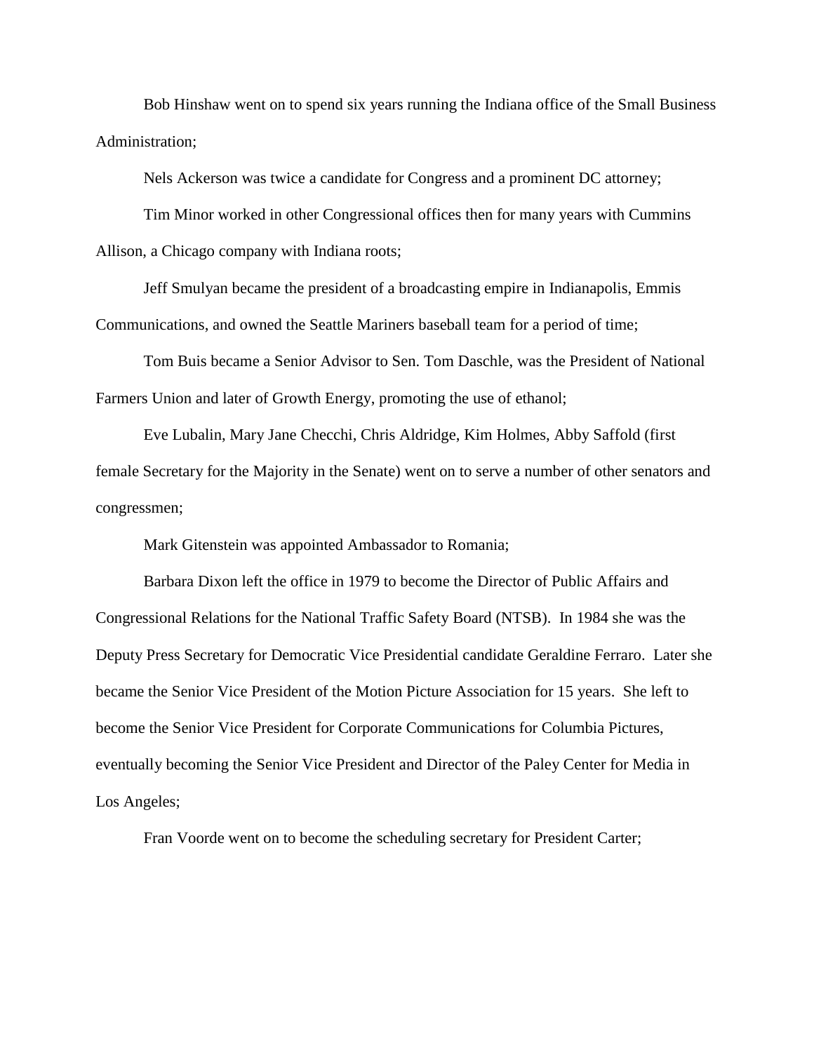Bob Hinshaw went on to spend six years running the Indiana office of the Small Business Administration;

Nels Ackerson was twice a candidate for Congress and a prominent DC attorney;

Tim Minor worked in other Congressional offices then for many years with Cummins Allison, a Chicago company with Indiana roots;

Jeff Smulyan became the president of a broadcasting empire in Indianapolis, Emmis Communications, and owned the Seattle Mariners baseball team for a period of time;

Tom Buis became a Senior Advisor to Sen. Tom Daschle, was the President of National Farmers Union and later of Growth Energy, promoting the use of ethanol;

Eve Lubalin, Mary Jane Checchi, Chris Aldridge, Kim Holmes, Abby Saffold (first female Secretary for the Majority in the Senate) went on to serve a number of other senators and congressmen;

Mark Gitenstein was appointed Ambassador to Romania;

Barbara Dixon left the office in 1979 to become the Director of Public Affairs and Congressional Relations for the National Traffic Safety Board (NTSB). In 1984 she was the Deputy Press Secretary for Democratic Vice Presidential candidate Geraldine Ferraro. Later she became the Senior Vice President of the Motion Picture Association for 15 years. She left to become the Senior Vice President for Corporate Communications for Columbia Pictures, eventually becoming the Senior Vice President and Director of the Paley Center for Media in Los Angeles;

Fran Voorde went on to become the scheduling secretary for President Carter;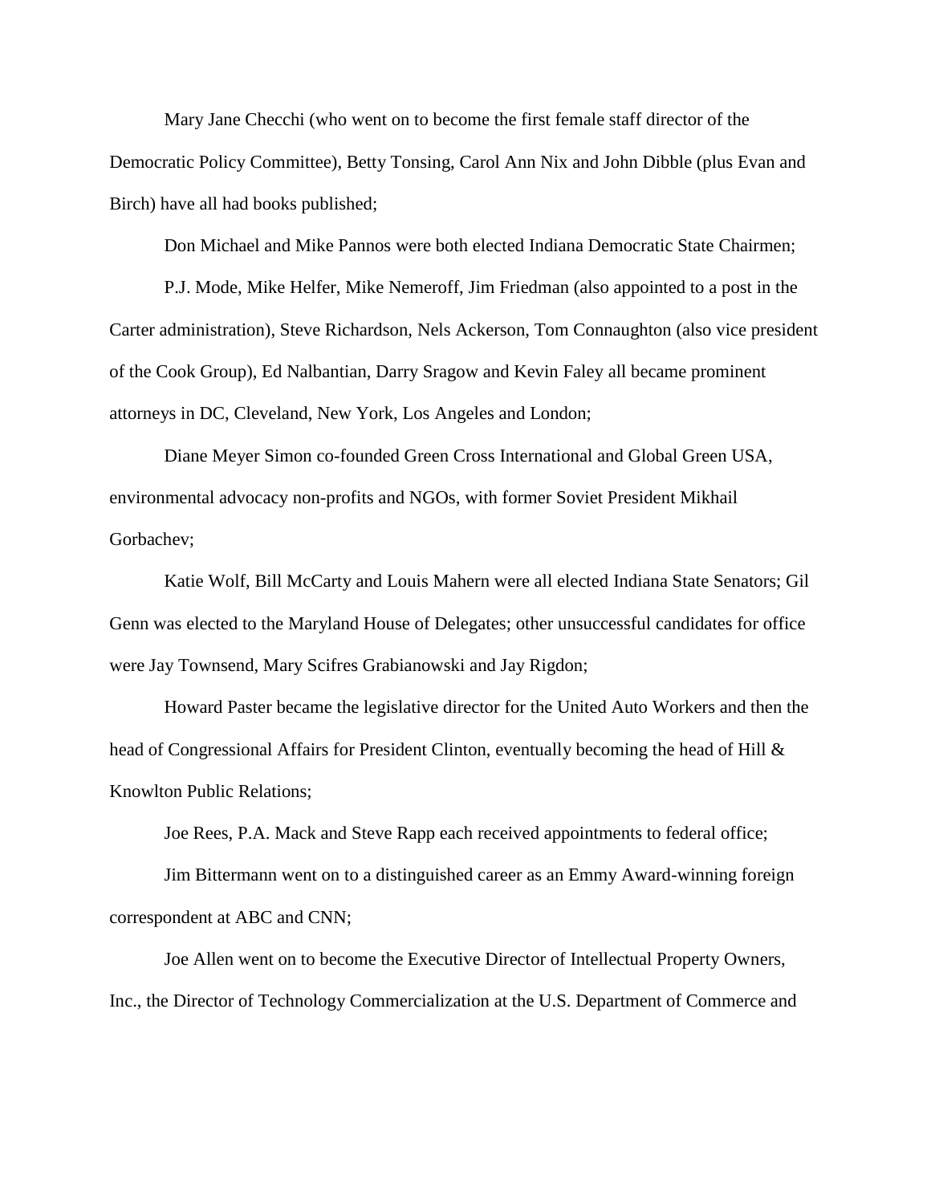Mary Jane Checchi (who went on to become the first female staff director of the Democratic Policy Committee), Betty Tonsing, Carol Ann Nix and John Dibble (plus Evan and Birch) have all had books published;

Don Michael and Mike Pannos were both elected Indiana Democratic State Chairmen;

P.J. Mode, Mike Helfer, Mike Nemeroff, Jim Friedman (also appointed to a post in the Carter administration), Steve Richardson, Nels Ackerson, Tom Connaughton (also vice president of the Cook Group), Ed Nalbantian, Darry Sragow and Kevin Faley all became prominent attorneys in DC, Cleveland, New York, Los Angeles and London;

Diane Meyer Simon co-founded Green Cross International and Global Green USA, environmental advocacy non-profits and NGOs, with former Soviet President Mikhail Gorbachev;

Katie Wolf, Bill McCarty and Louis Mahern were all elected Indiana State Senators; Gil Genn was elected to the Maryland House of Delegates; other unsuccessful candidates for office were Jay Townsend, Mary Scifres Grabianowski and Jay Rigdon;

Howard Paster became the legislative director for the United Auto Workers and then the head of Congressional Affairs for President Clinton, eventually becoming the head of Hill & Knowlton Public Relations;

Joe Rees, P.A. Mack and Steve Rapp each received appointments to federal office;

Jim Bittermann went on to a distinguished career as an Emmy Award-winning foreign correspondent at ABC and CNN;

Joe Allen went on to become the Executive Director of Intellectual Property Owners, Inc., the Director of Technology Commercialization at the U.S. Department of Commerce and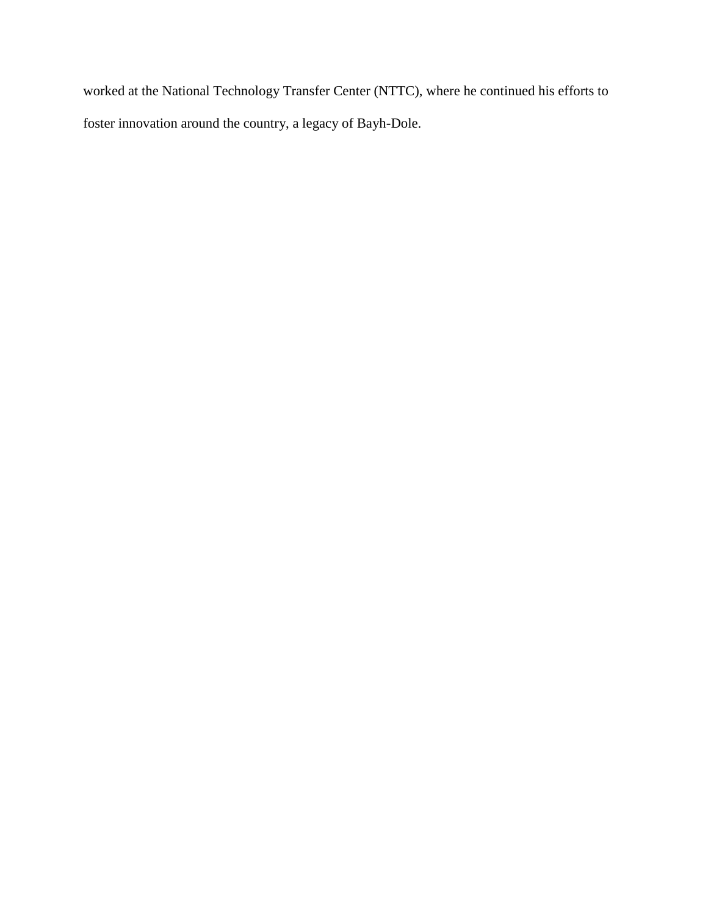worked at the National Technology Transfer Center (NTTC), where he continued his efforts to foster innovation around the country, a legacy of Bayh-Dole.